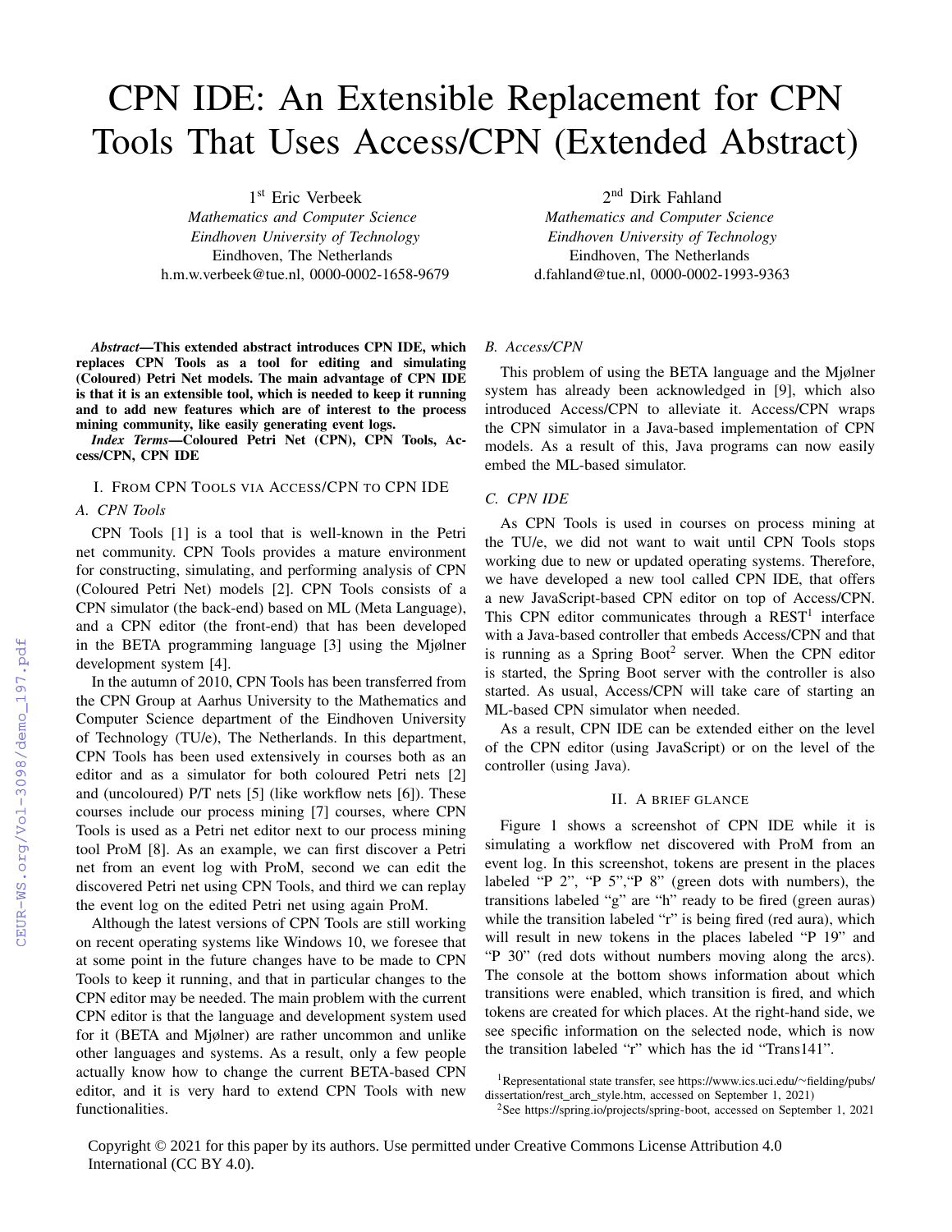# CPN IDE: An Extensible Replacement for CPN Tools That Uses Access/CPN (Extended Abstract)

1st Eric Verbeek
*Mathematics and Computer Science*
*Eindhoven University of Technology*
Eindhoven, The Netherlands
h.m.w.verbeek@tue.nl, 0000-0002-1658-9679

2nd Dirk Fahland
*Mathematics and Computer Science*
*Eindhoven University of Technology*
Eindhoven, The Netherlands
d.fahland@tue.nl, 0000-0002-1993-9363

***Abstract*—This extended abstract introduces CPN IDE, which replaces CPN Tools as a tool for editing and simulating (Coloured) Petri Net models. The main advantage of CPN IDE is that it is an extensible tool, which is needed to keep it running and to add new features which are of interest to the process mining community, like easily generating event logs.**

***Index Terms*—Coloured Petri Net (CPN), CPN Tools, Access/CPN, CPN IDE**

## I. From CPN Tools via Access/CPN to CPN IDE

### A. CPN Tools

CPN Tools [1] is a tool that is well-known in the Petri net community. CPN Tools provides a mature environment for constructing, simulating, and performing analysis of CPN (Coloured Petri Net) models [2]. CPN Tools consists of a CPN simulator (the back-end) based on ML (Meta Language), and a CPN editor (the front-end) that has been developed in the BETA programming language [3] using the Mjølner development system [4].

In the autumn of 2010, CPN Tools has been transferred from the CPN Group at Aarhus University to the Mathematics and Computer Science department of the Eindhoven University of Technology (TU/e), The Netherlands. In this department, CPN Tools has been used extensively in courses both as an editor and as a simulator for both coloured Petri nets [2] and (uncoloured) P/T nets [5] (like workflow nets [6]). These courses include our process mining [7] courses, where CPN Tools is used as a Petri net editor next to our process mining tool ProM [8]. As an example, we can first discover a Petri net from an event log with ProM, second we can edit the discovered Petri net using CPN Tools, and third we can replay the event log on the edited Petri net using again ProM.

Although the latest versions of CPN Tools are still working on recent operating systems like Windows 10, we foresee that at some point in the future changes have to be made to CPN Tools to keep it running, and that in particular changes to the CPN editor may be needed. The main problem with the current CPN editor is that the language and development system used for it (BETA and Mjølner) are rather uncommon and unlike other languages and systems. As a result, only a few people actually know how to change the current BETA-based CPN editor, and it is very hard to extend CPN Tools with new functionalities.

### B. Access/CPN

This problem of using the BETA language and the Mjølner system has already been acknowledged in [9], which also introduced Access/CPN to alleviate it. Access/CPN wraps the CPN simulator in a Java-based implementation of CPN models. As a result of this, Java programs can now easily embed the ML-based simulator.

### C. CPN IDE

As CPN Tools is used in courses on process mining at the TU/e, we did not want to wait until CPN Tools stops working due to new or updated operating systems. Therefore, we have developed a new tool called CPN IDE, that offers a new JavaScript-based CPN editor on top of Access/CPN. This CPN editor communicates through a REST[1] interface with a Java-based controller that embeds Access/CPN and that is running as a Spring Boot[2] server. When the CPN editor is started, the Spring Boot server with the controller is also started. As usual, Access/CPN will take care of starting an ML-based CPN simulator when needed.

As a result, CPN IDE can be extended either on the level of the CPN editor (using JavaScript) or on the level of the controller (using Java).

## II. A Brief Glance

Figure 1 shows a screenshot of CPN IDE while it is simulating a workflow net discovered with ProM from an event log. In this screenshot, tokens are present in the places labeled “P 2”, “P 5”,“P 8” (green dots with numbers), the transitions labeled “g” are “h” ready to be fired (green auras) while the transition labeled “r” is being fired (red aura), which will result in new tokens in the places labeled “P 19” and “P 30” (red dots without numbers moving along the arcs). The console at the bottom shows information about which transitions were enabled, which transition is fired, and which tokens are created for which places. At the right-hand side, we see specific information on the selected node, which is now the transition labeled “r” which has the id “Trans141”.

[1] Representational state transfer, see https://www.ics.uci.edu/~fielding/pubs/dissertation/rest_arch_style.htm, accessed on September 1, 2021)

[2] See https://spring.io/projects/spring-boot, accessed on September 1, 2021

Copyright © 2021 for this paper by its authors. Use permitted under Creative Commons License Attribution 4.0 International (CC BY 4.0).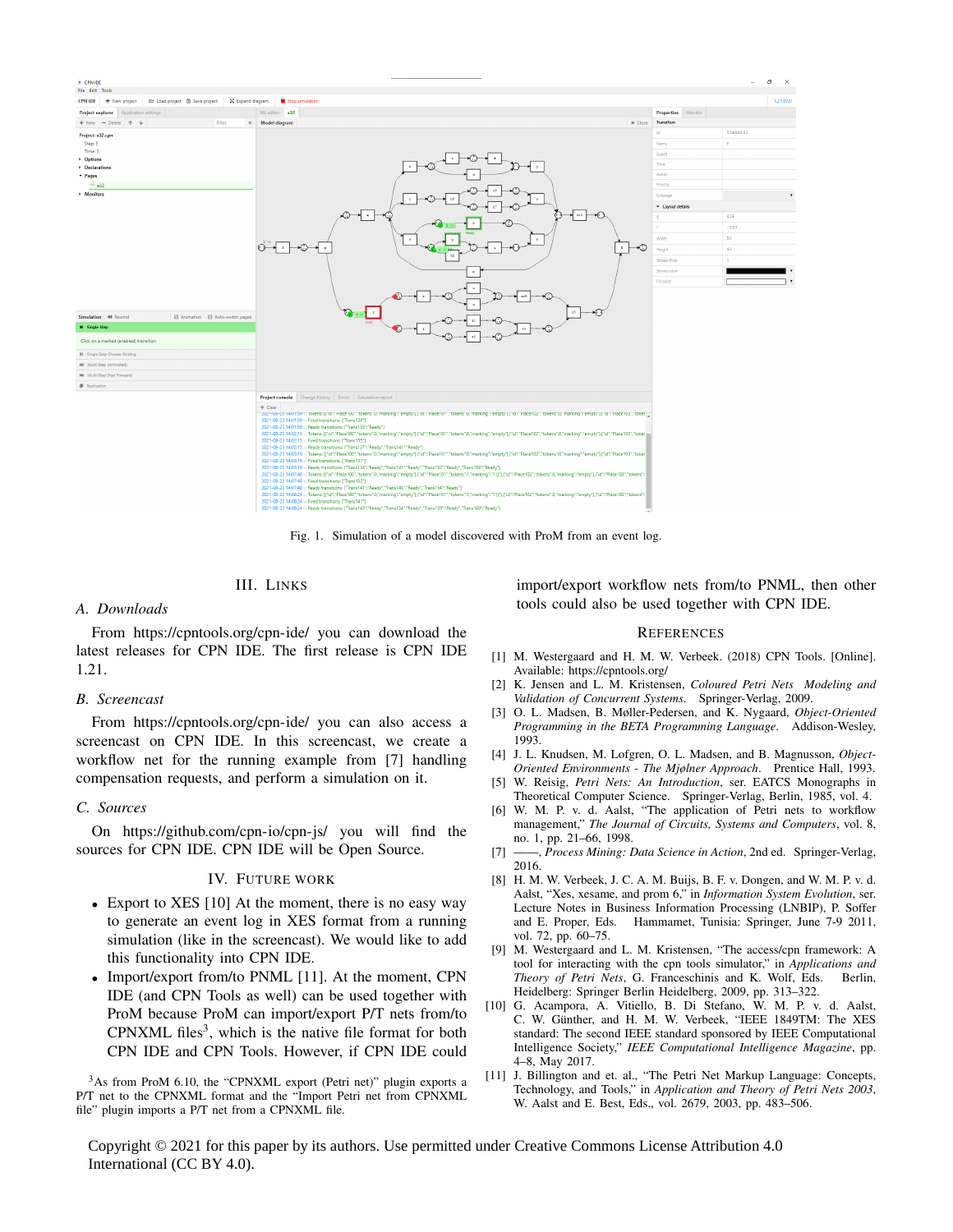Fig. 1. Simulation of a model discovered with ProM from an event log.

## III. Links

### A. Downloads

From https://cpntools.org/cpn-ide/ you can download the latest releases for CPN IDE. The first release is CPN IDE 1.21.

### B. Screencast

From https://cpntools.org/cpn-ide/ you can also access a screencast on CPN IDE. In this screencast, we create a workflow net for the running example from [7] handling compensation requests, and perform a simulation on it.

### C. Sources

On https://github.com/cpn-io/cpn-js/ you will find the sources for CPN IDE. CPN IDE will be Open Source.

## IV. Future Work

- Export to XES [10] At the moment, there is no easy way to generate an event log in XES format from a running simulation (like in the screencast). We would like to add this functionality into CPN IDE.
- Import/export from/to PNML [11]. At the moment, CPN IDE (and CPN Tools as well) can be used together with ProM because ProM can import/export P/T nets from/to CPNXML files[3], which is the native file format for both CPN IDE and CPN Tools. However, if CPN IDE could import/export workflow nets from/to PNML, then other tools could also be used together with CPN IDE.

[3] As from ProM 6.10, the "CPNXML export (Petri net)" plugin exports a P/T net to the CPNXML format and the "Import Petri net from CPNXML file" plugin imports a P/T net from a CPNXML file.

## References

[1] M. Westergaard and H. M. W. Verbeek. (2018) CPN Tools. [Online]. Available: https://cpntools.org/

[2] K. Jensen and L. M. Kristensen, *Coloured Petri Nets Modeling and Validation of Concurrent Systems*. Springer-Verlag, 2009.

[3] O. L. Madsen, B. Møller-Pedersen, and K. Nygaard, *Object-Oriented Programming in the BETA Programming Language*. Addison-Wesley, 1993.

[4] J. L. Knudsen, M. Lofgren, O. L. Madsen, and B. Magnusson, *Object-Oriented Environments - The Mjølner Approach*. Prentice Hall, 1993.

[5] W. Reisig, *Petri Nets: An Introduction*, ser. EATCS Monographs in Theoretical Computer Science. Springer-Verlag, Berlin, 1985, vol. 4.

[6] W. M. P. v. d. Aalst, "The application of Petri nets to workflow management," *The Journal of Circuits, Systems and Computers*, vol. 8, no. 1, pp. 21–66, 1998.

[7] ——, *Process Mining: Data Science in Action*, 2nd ed. Springer-Verlag, 2016.

[8] H. M. W. Verbeek, J. C. A. M. Buijs, B. F. v. Dongen, and W. M. P. v. d. Aalst, "Xes, xesame, and prom 6," in *Information System Evolution*, ser. Lecture Notes in Business Information Processing (LNBIP), P. Soffer and E. Proper, Eds. Hammamet, Tunisia: Springer, June 7-9 2011, vol. 72, pp. 60–75.

[9] M. Westergaard and L. M. Kristensen, "The access/cpn framework: A tool for interacting with the cpn tools simulator," in *Applications and Theory of Petri Nets*, G. Franceschinis and K. Wolf, Eds. Berlin, Heidelberg: Springer Berlin Heidelberg, 2009, pp. 313–322.

[10] G. Acampora, A. Vitiello, B. Di Stefano, W. M. P. v. d. Aalst, C. W. Günther, and H. M. W. Verbeek, "IEEE 1849TM: The XES standard: The second IEEE standard sponsored by IEEE Computational Intelligence Society," *IEEE Computational Intelligence Magazine*, pp. 4–8, May 2017.

[11] J. Billington and et. al., "The Petri Net Markup Language: Concepts, Technology, and Tools," in *Application and Theory of Petri Nets 2003*, W. Aalst and E. Best, Eds., vol. 2679, 2003, pp. 483–506.

Copyright © 2021 for this paper by its authors. Use permitted under Creative Commons License Attribution 4.0 International (CC BY 4.0).